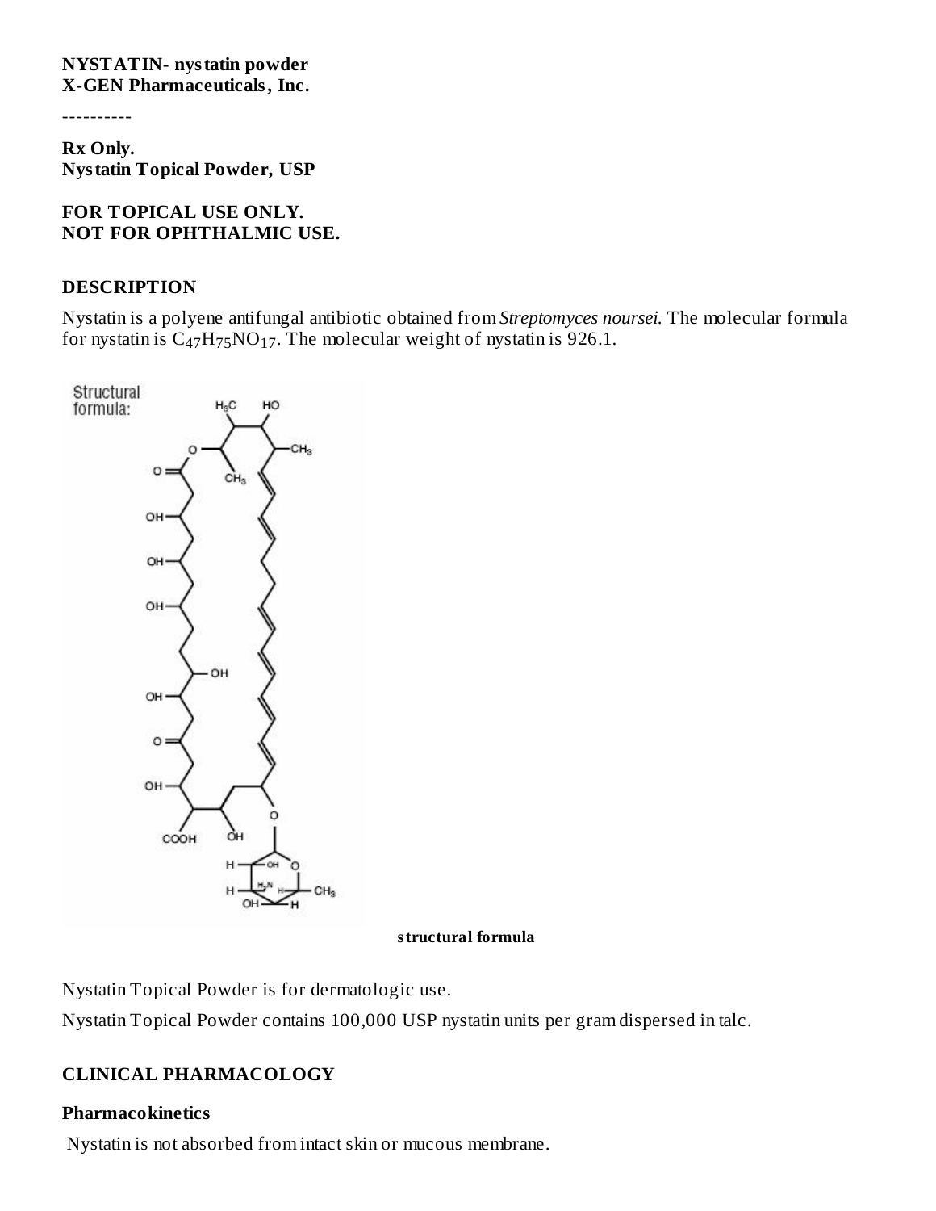**NYSTATIN- nystatin powder**
**X-GEN Pharmaceuticals, Inc.**

----------

**Rx Only.**
**Nystatin Topical Powder, USP**

**FOR TOPICAL USE ONLY.**
**NOT FOR OPHTHALMIC USE.**

## DESCRIPTION

Nystatin is a polyene antifungal antibiotic obtained from *Streptomyces noursei.* The molecular formula for nystatin is $C_{47}H_{75}NO_{17}$. The molecular weight of nystatin is 926.1.

**structural formula**

Nystatin Topical Powder is for dermatologic use.

Nystatin Topical Powder contains 100,000 USP nystatin units per gram dispersed in talc.

## CLINICAL PHARMACOLOGY

### Pharmacokinetics

Nystatin is not absorbed from intact skin or mucous membrane.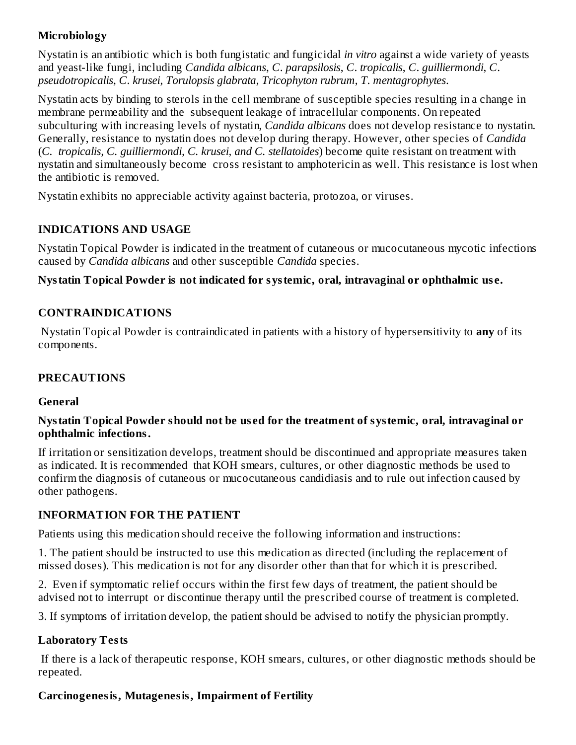### Microbiology

Nystatin is an antibiotic which is both fungistatic and fungicidal *in vitro* against a wide variety of yeasts and yeast-like fungi, including *Candida albicans*, *C. parapsilosis*, *C. tropicalis*, *C. guilliermondi*, *C. pseudotropicalis*, *C. krusei*, *Torulopsis glabrata*, *Tricophyton rubrum*, *T. mentagrophytes*.

Nystatin acts by binding to sterols in the cell membrane of susceptible species resulting in a change in membrane permeability and the subsequent leakage of intracellular components. On repeated subculturing with increasing levels of nystatin, *Candida albicans* does not develop resistance to nystatin. Generally, resistance to nystatin does not develop during therapy. However, other species of *Candida* (*C. tropicalis, C. guilliermondi, C. krusei, and C. stellatoides*) become quite resistant on treatment with nystatin and simultaneously become cross resistant to amphotericin as well. This resistance is lost when the antibiotic is removed.

Nystatin exhibits no appreciable activity against bacteria, protozoa, or viruses.

## INDICATIONS AND USAGE

Nystatin Topical Powder is indicated in the treatment of cutaneous or mucocutaneous mycotic infections caused by *Candida albicans* and other susceptible *Candida* species.

**Nystatin Topical Powder is not indicated for systemic, oral, intravaginal or ophthalmic use.**

## CONTRAINDICATIONS

Nystatin Topical Powder is contraindicated in patients with a history of hypersensitivity to **any** of its components.

## PRECAUTIONS

### General

**Nystatin Topical Powder should not be used for the treatment of systemic, oral, intravaginal or ophthalmic infections.**

If irritation or sensitization develops, treatment should be discontinued and appropriate measures taken as indicated. It is recommended that KOH smears, cultures, or other diagnostic methods be used to confirm the diagnosis of cutaneous or mucocutaneous candidiasis and to rule out infection caused by other pathogens.

## INFORMATION FOR THE PATIENT

Patients using this medication should receive the following information and instructions:

1. The patient should be instructed to use this medication as directed (including the replacement of missed doses). This medication is not for any disorder other than that for which it is prescribed.

2. Even if symptomatic relief occurs within the first few days of treatment, the patient should be advised not to interrupt or discontinue therapy until the prescribed course of treatment is completed.

3. If symptoms of irritation develop, the patient should be advised to notify the physician promptly.

### Laboratory Tests

If there is a lack of therapeutic response, KOH smears, cultures, or other diagnostic methods should be repeated.

### Carcinogenesis, Mutagenesis, Impairment of Fertility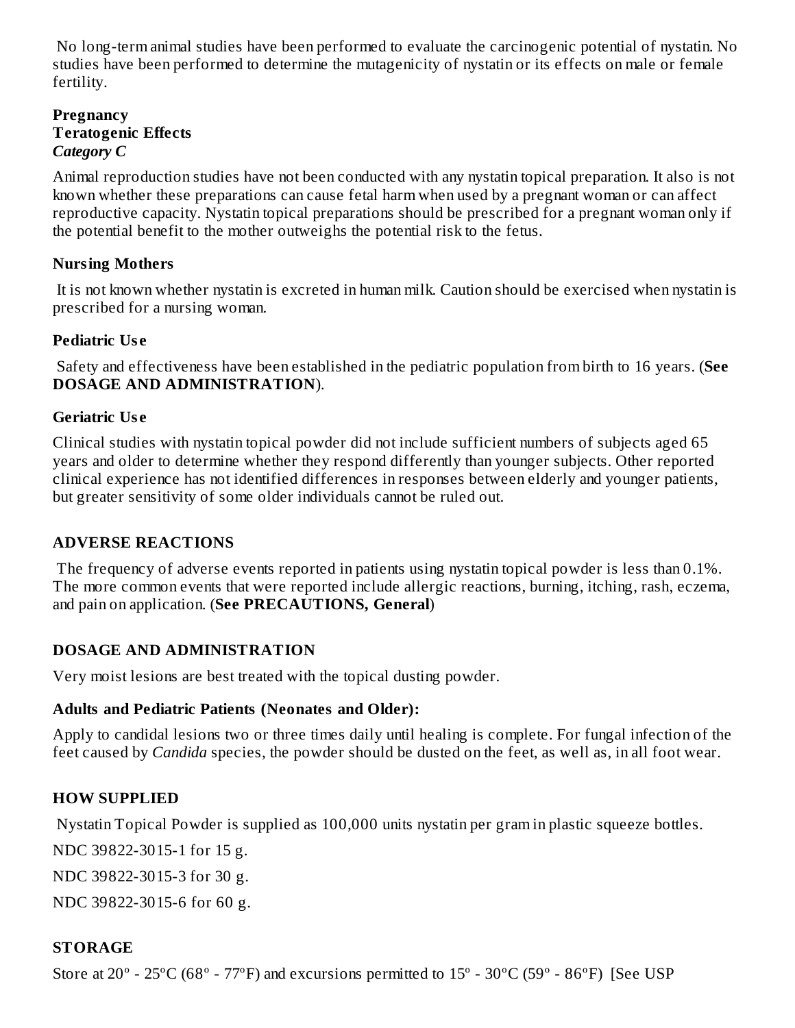No long-term animal studies have been performed to evaluate the carcinogenic potential of nystatin. No studies have been performed to determine the mutagenicity of nystatin or its effects on male or female fertility.

**Pregnancy**
**Teratogenic Effects**
***Category C***

Animal reproduction studies have not been conducted with any nystatin topical preparation. It also is not known whether these preparations can cause fetal harm when used by a pregnant woman or can affect reproductive capacity. Nystatin topical preparations should be prescribed for a pregnant woman only if the potential benefit to the mother outweighs the potential risk to the fetus.

**Nursing Mothers**

It is not known whether nystatin is excreted in human milk. Caution should be exercised when nystatin is prescribed for a nursing woman.

**Pediatric Use**

Safety and effectiveness have been established in the pediatric population from birth to 16 years. (**See DOSAGE AND ADMINISTRATION**).

**Geriatric Use**

Clinical studies with nystatin topical powder did not include sufficient numbers of subjects aged 65 years and older to determine whether they respond differently than younger subjects. Other reported clinical experience has not identified differences in responses between elderly and younger patients, but greater sensitivity of some older individuals cannot be ruled out.

## ADVERSE REACTIONS

The frequency of adverse events reported in patients using nystatin topical powder is less than 0.1%. The more common events that were reported include allergic reactions, burning, itching, rash, eczema, and pain on application. (**See PRECAUTIONS, General**)

## DOSAGE AND ADMINISTRATION

Very moist lesions are best treated with the topical dusting powder.

**Adults and Pediatric Patients (Neonates and Older):**

Apply to candidal lesions two or three times daily until healing is complete. For fungal infection of the feet caused by *Candida* species, the powder should be dusted on the feet, as well as, in all foot wear.

## HOW SUPPLIED

Nystatin Topical Powder is supplied as 100,000 units nystatin per gram in plastic squeeze bottles.

NDC 39822-3015-1 for 15 g.

NDC 39822-3015-3 for 30 g.

NDC 39822-3015-6 for 60 g.

## STORAGE

Store at 20º - 25ºC (68º - 77ºF) and excursions permitted to 15º - 30ºC (59º - 86ºF) [See USP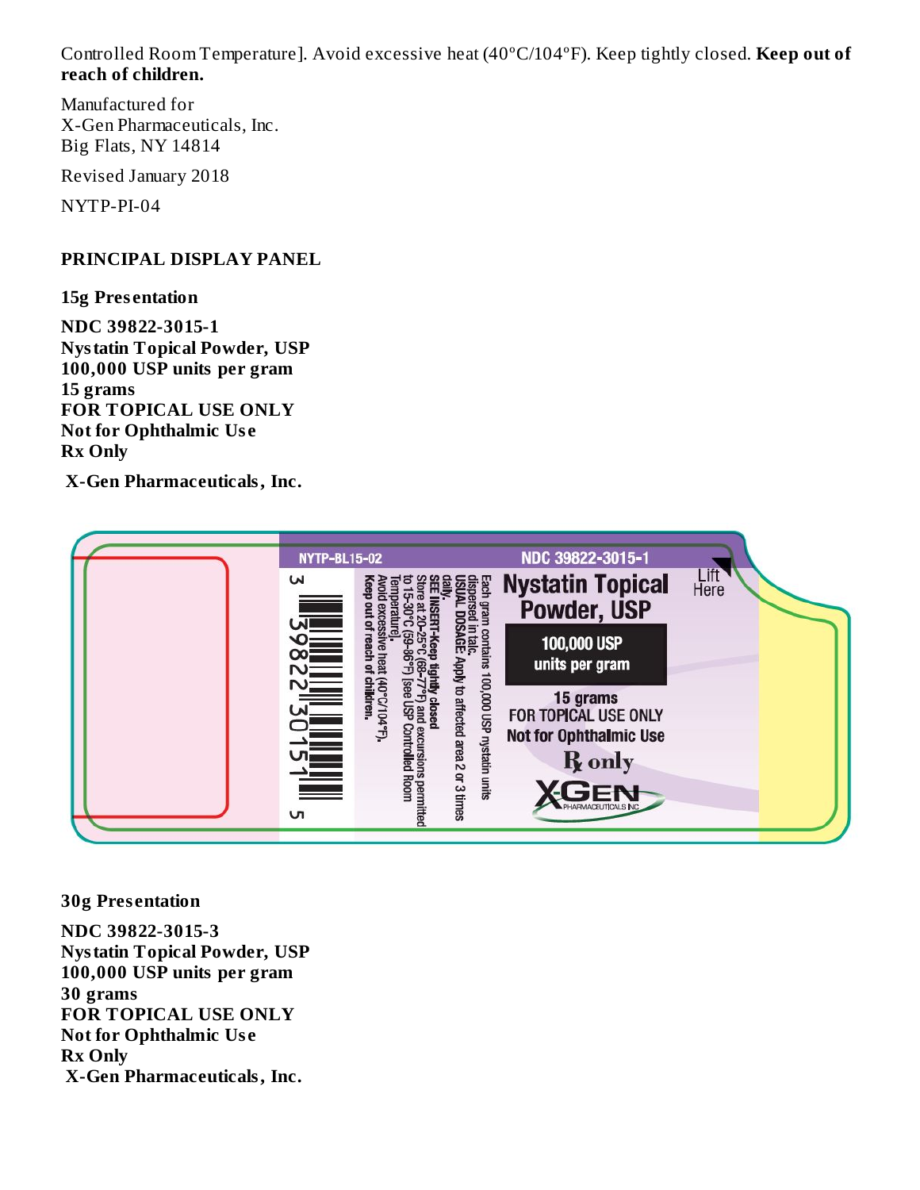Controlled Room Temperature]. Avoid excessive heat (40°C/104°F). Keep tightly closed. **Keep out of reach of children.**

Manufactured for
X-Gen Pharmaceuticals, Inc.
Big Flats, NY 14814

Revised January 2018

NYTP-PI-04

**PRINCIPAL DISPLAY PANEL**

**15g Presentation**

**NDC 39822-3015-1**
**Nystatin Topical Powder, USP**
**100,000 USP units per gram**
**15 grams**
**FOR TOPICAL USE ONLY**
**Not for Ophthalmic Use**
**Rx Only**

**X-Gen Pharmaceuticals, Inc.**

NYTP-BL15-02

NDC 39822-3015-1

Nystatin Topical Powder, USP

100,000 USP units per gram

15 grams
FOR TOPICAL USE ONLY
Not for Ophthalmic Use
℞ only

X-GEN PHARMACEUTICALS INC

Lift Here

Each gram contains 100,000 USP nystatin units dispersed in talc.
**USUAL DOSAGE:** Apply to affected area 2 or 3 times daily.
**SEE INSERT-Keep tightly closed**
Store at 20-25°C (68-77°F) and excursions permitted to 15-30°C (59-86°F) [see USP Controlled Room Temperature].
Avoid excessive heat (40°C/104°F).
**Keep out of reach of children.**

3 39822 30151 5

**30g Presentation**

**NDC 39822-3015-3**
**Nystatin Topical Powder, USP**
**100,000 USP units per gram**
**30 grams**
**FOR TOPICAL USE ONLY**
**Not for Ophthalmic Use**
**Rx Only**
**X-Gen Pharmaceuticals, Inc.**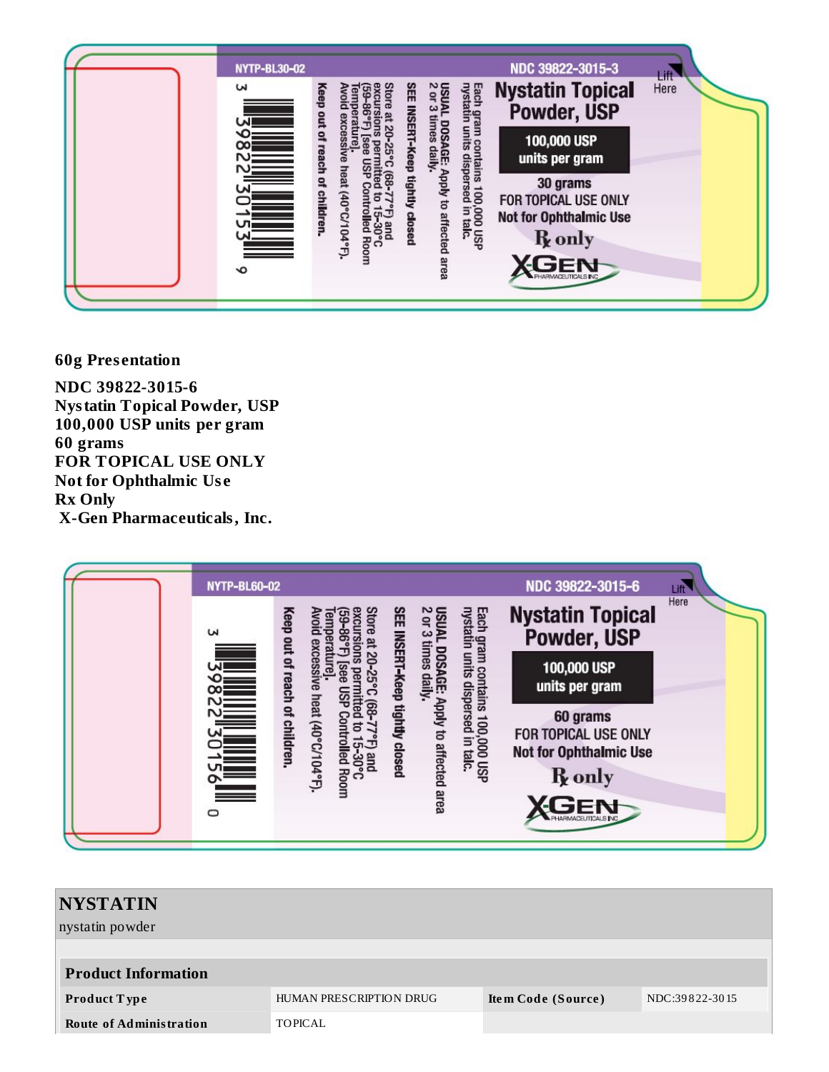NYTP-BL30-02

NDC 39822-3015-3

**Nystatin Topical Powder, USP**

**100,000 USP units per gram**

30 grams

FOR TOPICAL USE ONLY

Not for Ophthalmic Use

℞ only

X-GEN PHARMACEUTICALS INC

Lift Here

Each gram contains 100,000 USP nystatin units dispersed in talc.

USUAL DOSAGE: Apply to affected area 2 or 3 times daily.

SEE INSERT-Keep tightly closed

Store at 20-25°C (68-77°F) and excursions permitted to 15-30°C (59-86°F) [see USP Controlled Room Temperature]. Avoid excessive heat (40°C/104°F).

Keep out of reach of children.

3 39822 30153 9

**60g Presentation**

**NDC 39822-3015-6**
**Nystatin Topical Powder, USP**
**100,000 USP units per gram**
**60 grams**
**FOR TOPICAL USE ONLY**
**Not for Ophthalmic Use**
**Rx Only**
**X-Gen Pharmaceuticals, Inc.**

NYTP-BL60-02

NDC 39822-3015-6

**Nystatin Topical Powder, USP**

**100,000 USP units per gram**

60 grams

FOR TOPICAL USE ONLY

Not for Ophthalmic Use

℞ only

X-GEN PHARMACEUTICALS INC

Lift Here

Each gram contains 100,000 USP nystatin units dispersed in talc.

USUAL DOSAGE: Apply to affected area 2 or 3 times daily.

SEE INSERT-Keep tightly closed

Store at 20-25°C (68-77°F) and excursions permitted to 15-30°C (59-86°F) [see USP Controlled Room Temperature]. Avoid excessive heat (40°C/104°F).

Keep out of reach of children.

3 39822 30156 0

## NYSTATIN

nystatin powder

| Product Information | | | |
|---|---|---|---|
| **Product Type** | HUMAN PRESCRIPTION DRUG | **Item Code (Source)** | NDC:39822-3015 |
| **Route of Administration** | TOPICAL | | |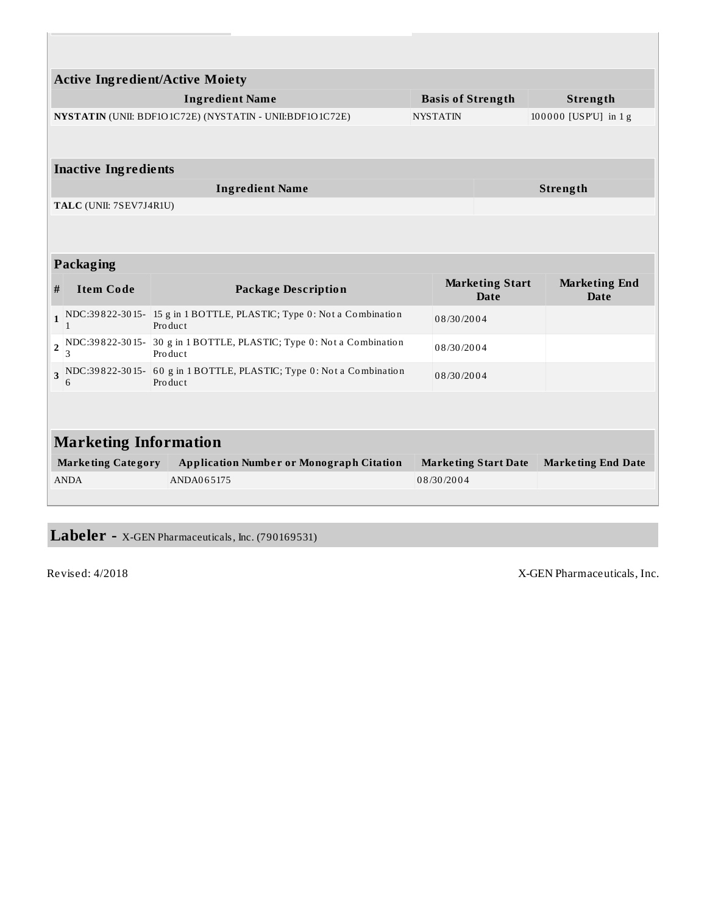| Active Ingredient/Active Moiety | | |
|---|---|---|
| **Ingredient Name** | **Basis of Strength** | **Strength** |
| **NYSTATIN** (UNII: BDF1O1C72E) (NYSTATIN - UNII:BDF1O1C72E) | NYSTATIN | 100000 [USP'U] in 1 g |

| Inactive Ingredients | |
|---|---|
| **Ingredient Name** | **Strength** |
| **TALC** (UNII: 7SEV7J4R1U) | |

| Packaging | | | | |
|---|---|---|---|---|
| **#** | **Item Code** | **Package Description** | **Marketing Start Date** | **Marketing End Date** |
| 1 | NDC:39822-3015-1 | 15 g in 1 BOTTLE, PLASTIC; Type 0: Not a Combination Product | 08/30/2004 | |
| 2 | NDC:39822-3015-3 | 30 g in 1 BOTTLE, PLASTIC; Type 0: Not a Combination Product | 08/30/2004 | |
| 3 | NDC:39822-3015-6 | 60 g in 1 BOTTLE, PLASTIC; Type 0: Not a Combination Product | 08/30/2004 | |

| Marketing Information | | | |
|---|---|---|---|
| **Marketing Category** | **Application Number or Monograph Citation** | **Marketing Start Date** | **Marketing End Date** |
| ANDA | ANDA065175 | 08/30/2004 | |

## Labeler - X-GEN Pharmaceuticals, Inc. (790169531)

Revised: 4/2018

X-GEN Pharmaceuticals, Inc.